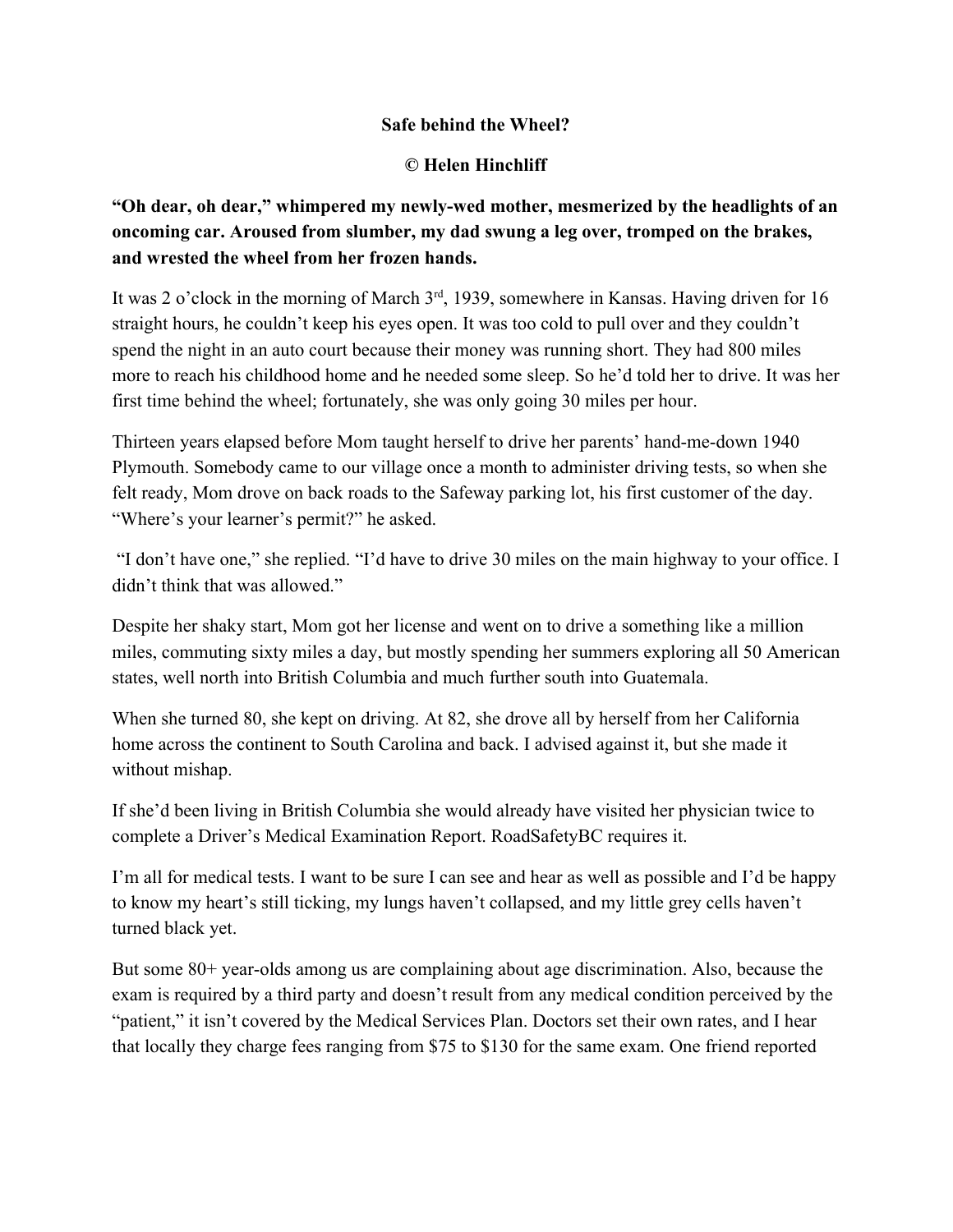**Safe behind the Wheel?**

**© Helen Hinchliff**

**“Oh dear, oh dear,” whimpered my newly-wed mother, mesmerized by the headlights of an oncoming car. Aroused from slumber, my dad swung a leg over, tromped on the brakes, and wrested the wheel from her frozen hands.**

It was 2 o’clock in the morning of March 3rd, 1939, somewhere in Kansas. Having driven for 16 straight hours, he couldn’t keep his eyes open. It was too cold to pull over and they couldn’t spend the night in an auto court because their money was running short. They had 800 miles more to reach his childhood home and he needed some sleep. So he’d told her to drive. It was her first time behind the wheel; fortunately, she was only going 30 miles per hour.

Thirteen years elapsed before Mom taught herself to drive her parents’ hand-me-down 1940 Plymouth. Somebody came to our village once a month to administer driving tests, so when she felt ready, Mom drove on back roads to the Safeway parking lot, his first customer of the day. “Where’s your learner’s permit?” he asked.

“I don’t have one,” she replied. “I’d have to drive 30 miles on the main highway to your office. I didn’t think that was allowed.”

Despite her shaky start, Mom got her license and went on to drive a something like a million miles, commuting sixty miles a day, but mostly spending her summers exploring all 50 American states, well north into British Columbia and much further south into Guatemala.

When she turned 80, she kept on driving. At 82, she drove all by herself from her California home across the continent to South Carolina and back. I advised against it, but she made it without mishap.

If she’d been living in British Columbia she would already have visited her physician twice to complete a Driver’s Medical Examination Report. RoadSafetyBC requires it.

I’m all for medical tests. I want to be sure I can see and hear as well as possible and I’d be happy to know my heart’s still ticking, my lungs haven’t collapsed, and my little grey cells haven’t turned black yet.

But some 80+ year-olds among us are complaining about age discrimination. Also, because the exam is required by a third party and doesn’t result from any medical condition perceived by the “patient,” it isn’t covered by the Medical Services Plan. Doctors set their own rates, and I hear that locally they charge fees ranging from $75 to $130 for the same exam. One friend reported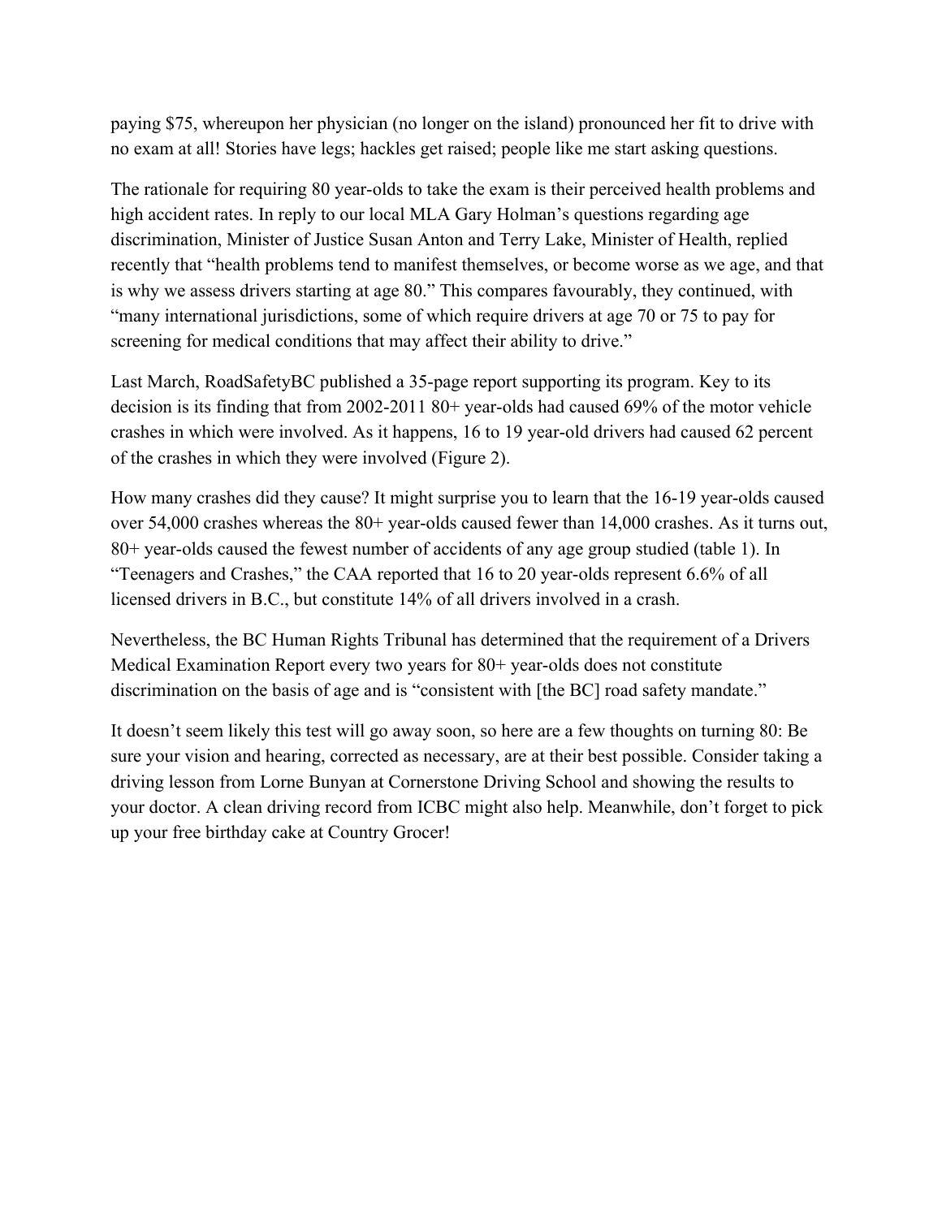paying $75, whereupon her physician (no longer on the island) pronounced her fit to drive with no exam at all! Stories have legs; hackles get raised; people like me start asking questions.

The rationale for requiring 80 year-olds to take the exam is their perceived health problems and high accident rates. In reply to our local MLA Gary Holman's questions regarding age discrimination, Minister of Justice Susan Anton and Terry Lake, Minister of Health, replied recently that "health problems tend to manifest themselves, or become worse as we age, and that is why we assess drivers starting at age 80." This compares favourably, they continued, with "many international jurisdictions, some of which require drivers at age 70 or 75 to pay for screening for medical conditions that may affect their ability to drive."

Last March, RoadSafetyBC published a 35-page report supporting its program. Key to its decision is its finding that from 2002-2011 80+ year-olds had caused 69% of the motor vehicle crashes in which were involved. As it happens, 16 to 19 year-old drivers had caused 62 percent of the crashes in which they were involved (Figure 2).

How many crashes did they cause? It might surprise you to learn that the 16-19 year-olds caused over 54,000 crashes whereas the 80+ year-olds caused fewer than 14,000 crashes. As it turns out, 80+ year-olds caused the fewest number of accidents of any age group studied (table 1). In "Teenagers and Crashes," the CAA reported that 16 to 20 year-olds represent 6.6% of all licensed drivers in B.C., but constitute 14% of all drivers involved in a crash.

Nevertheless, the BC Human Rights Tribunal has determined that the requirement of a Drivers Medical Examination Report every two years for 80+ year-olds does not constitute discrimination on the basis of age and is "consistent with [the BC] road safety mandate."

It doesn't seem likely this test will go away soon, so here are a few thoughts on turning 80: Be sure your vision and hearing, corrected as necessary, are at their best possible. Consider taking a driving lesson from Lorne Bunyan at Cornerstone Driving School and showing the results to your doctor. A clean driving record from ICBC might also help. Meanwhile, don't forget to pick up your free birthday cake at Country Grocer!